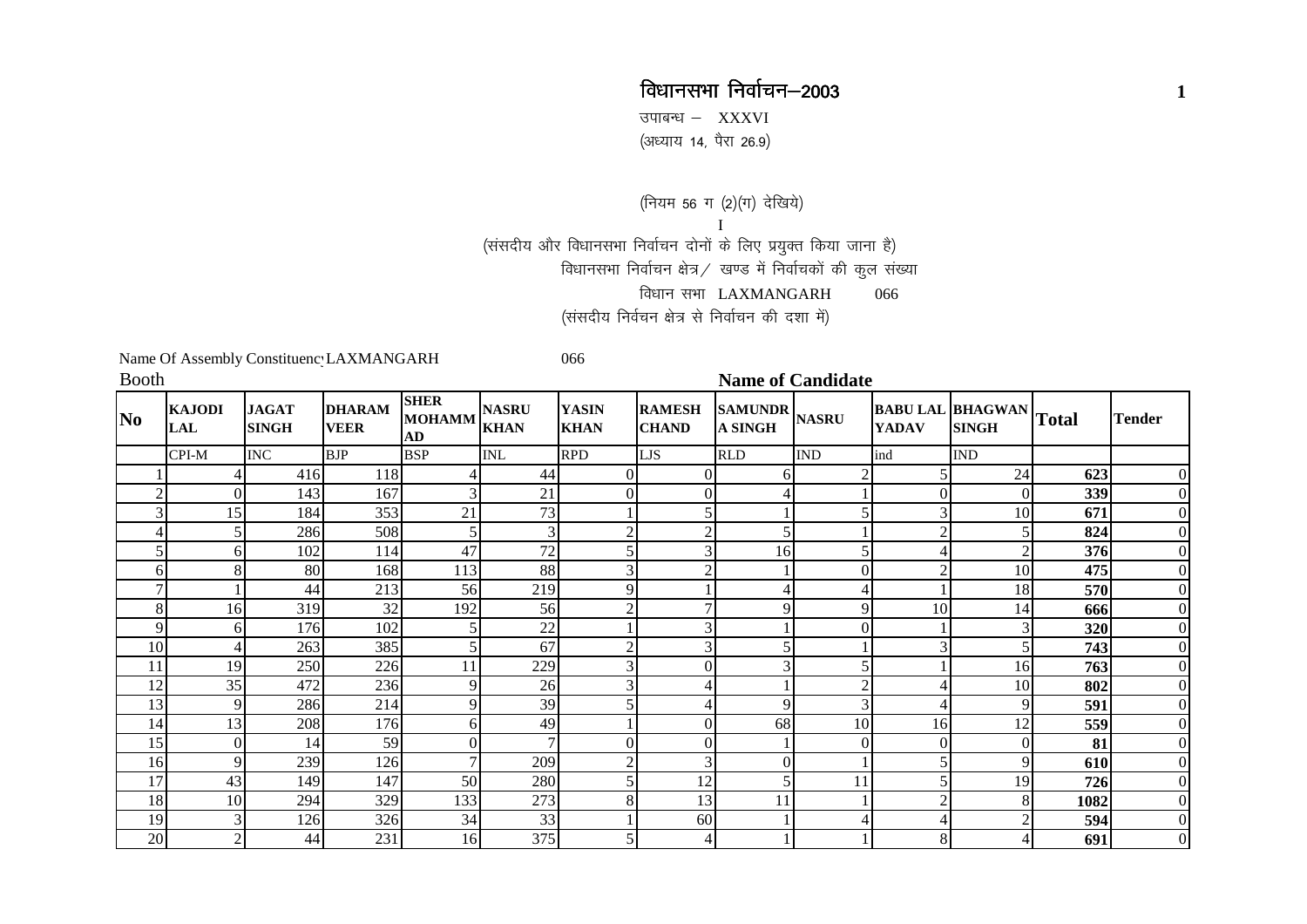# विधानसभा निर्वाचन–2003

उपाबन्ध – XXXVI

(अध्याय 14, पैरा 26.9)

(नियम 56 ग (2)(ग) देखिये)

I

(संसदीय और विधानसभा निर्वाचन दोनों के लिए प्रयुक्त किया जाना है)

विधानसभा निर्वाचन क्षेत्र / खण्ड में निर्वाचकों की कुल संख्या

विधान सभा LAXMANGARH 066

(संसदीय निर्वचन क्षेत्र से निर्वाचन की दशा में)

Name Of Assembly Constituency LAXMANGARH 066

Booth

**Name of Candidate**

| No | KAJODI LAL | JAGAT SINGH | DHARAM VEER | SHER MOHAMMAD | NASRU KHAN | YASIN KHAN | RAMESH CHAND | SAMUNDRA SINGH | NASRU | BABU LAL YADAV | BHAGWAN SINGH | Total | Tender |
|---|---|---|---|---|---|---|---|---|---|---|---|---|---|
| | CPI-M | INC | BJP | BSP | INL | RPD | LJS | RLD | IND | ind | IND | | |
| 1 | 4 | 416 | 118 | 4 | 44 | 0 | 0 | 6 | 2 | 5 | 24 | **623** | 0 |
| 2 | 0 | 143 | 167 | 3 | 21 | 0 | 0 | 4 | 1 | 0 | 0 | **339** | 0 |
| 3 | 15 | 184 | 353 | 21 | 73 | 1 | 5 | 1 | 5 | 3 | 10 | **671** | 0 |
| 4 | 5 | 286 | 508 | 5 | 3 | 2 | 2 | 5 | 1 | 2 | 5 | **824** | 0 |
| 5 | 6 | 102 | 114 | 47 | 72 | 5 | 3 | 16 | 5 | 4 | 2 | **376** | 0 |
| 6 | 8 | 80 | 168 | 113 | 88 | 3 | 2 | 1 | 0 | 2 | 10 | **475** | 0 |
| 7 | 1 | 44 | 213 | 56 | 219 | 9 | 1 | 4 | 4 | 1 | 18 | **570** | 0 |
| 8 | 16 | 319 | 32 | 192 | 56 | 2 | 7 | 9 | 9 | 10 | 14 | **666** | 0 |
| 9 | 6 | 176 | 102 | 5 | 22 | 1 | 3 | 1 | 0 | 1 | 3 | **320** | 0 |
| 10 | 4 | 263 | 385 | 5 | 67 | 2 | 3 | 5 | 1 | 3 | 5 | **743** | 0 |
| 11 | 19 | 250 | 226 | 11 | 229 | 3 | 0 | 3 | 5 | 1 | 16 | **763** | 0 |
| 12 | 35 | 472 | 236 | 9 | 26 | 3 | 4 | 1 | 2 | 4 | 10 | **802** | 0 |
| 13 | 9 | 286 | 214 | 9 | 39 | 5 | 4 | 9 | 3 | 4 | 9 | **591** | 0 |
| 14 | 13 | 208 | 176 | 6 | 49 | 1 | 0 | 68 | 10 | 16 | 12 | **559** | 0 |
| 15 | 0 | 14 | 59 | 0 | 7 | 0 | 0 | 1 | 0 | 0 | 0 | **81** | 0 |
| 16 | 9 | 239 | 126 | 7 | 209 | 2 | 3 | 0 | 1 | 5 | 9 | **610** | 0 |
| 17 | 43 | 149 | 147 | 50 | 280 | 5 | 12 | 5 | 11 | 5 | 19 | **726** | 0 |
| 18 | 10 | 294 | 329 | 133 | 273 | 8 | 13 | 11 | 1 | 2 | 8 | **1082** | 0 |
| 19 | 3 | 126 | 326 | 34 | 33 | 1 | 60 | 1 | 4 | 4 | 2 | **594** | 0 |
| 20 | 2 | 44 | 231 | 16 | 375 | 5 | 4 | 1 | 1 | 8 | 4 | **691** | 0 |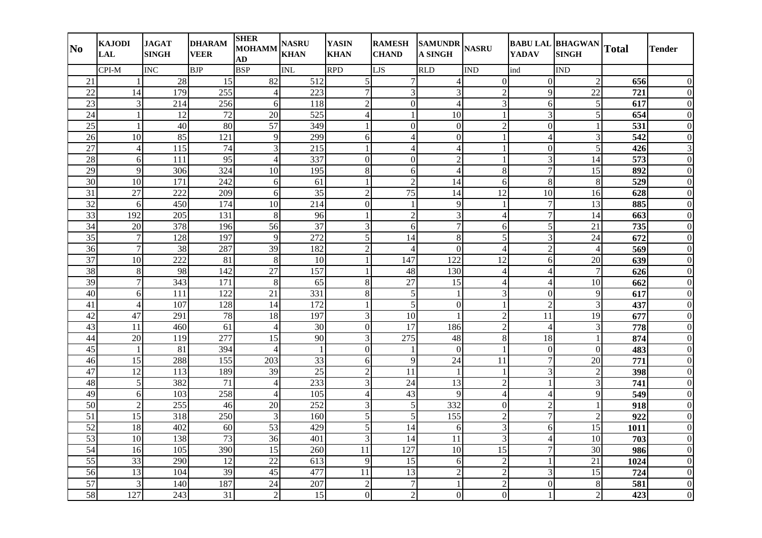| No | KAJODI LAL | JAGAT SINGH | DHARAM VEER | SHER MOHAMMAD | NASRU KHAN | YASIN KHAN | RAMESH CHAND | SAMUNDRA SINGH | NASRU | BABU LAL YADAV | BHAGWAN SINGH | Total | Tender |
|---|---|---|---|---|---|---|---|---|---|---|---|---|---|
| | CPI-M | INC | BJP | BSP | INL | RPD | LJS | RLD | IND | ind | IND | | |
| 21 | 1 | 28 | 15 | 82 | 512 | 5 | 7 | 4 | 0 | 0 | 2 | **656** | 0 |
| 22 | 14 | 179 | 255 | 4 | 223 | 7 | 3 | 3 | 2 | 9 | 22 | **721** | 0 |
| 23 | 3 | 214 | 256 | 6 | 118 | 2 | 0 | 4 | 3 | 6 | 5 | **617** | 0 |
| 24 | 1 | 12 | 72 | 20 | 525 | 4 | 1 | 10 | 1 | 3 | 5 | **654** | 0 |
| 25 | 1 | 40 | 80 | 57 | 349 | 1 | 0 | 0 | 2 | 0 | 1 | **531** | 0 |
| 26 | 10 | 85 | 121 | 9 | 299 | 6 | 4 | 0 | 1 | 4 | 3 | **542** | 0 |
| 27 | 4 | 115 | 74 | 3 | 215 | 1 | 4 | 4 | 1 | 0 | 5 | **426** | 3 |
| 28 | 6 | 111 | 95 | 4 | 337 | 0 | 0 | 2 | 1 | 3 | 14 | **573** | 0 |
| 29 | 9 | 306 | 324 | 10 | 195 | 8 | 6 | 4 | 8 | 7 | 15 | **892** | 0 |
| 30 | 10 | 171 | 242 | 6 | 61 | 1 | 2 | 14 | 6 | 8 | 8 | **529** | 0 |
| 31 | 27 | 222 | 209 | 6 | 35 | 2 | 75 | 14 | 12 | 10 | 16 | **628** | 0 |
| 32 | 6 | 450 | 174 | 10 | 214 | 0 | 1 | 9 | 1 | 7 | 13 | **885** | 0 |
| 33 | 192 | 205 | 131 | 8 | 96 | 1 | 2 | 3 | 4 | 7 | 14 | **663** | 0 |
| 34 | 20 | 378 | 196 | 56 | 37 | 3 | 6 | 7 | 6 | 5 | 21 | **735** | 0 |
| 35 | 7 | 128 | 197 | 9 | 272 | 5 | 14 | 8 | 5 | 3 | 24 | **672** | 0 |
| 36 | 7 | 38 | 287 | 39 | 182 | 2 | 4 | 0 | 4 | 2 | 4 | **569** | 0 |
| 37 | 10 | 222 | 81 | 8 | 10 | 1 | 147 | 122 | 12 | 6 | 20 | **639** | 0 |
| 38 | 8 | 98 | 142 | 27 | 157 | 1 | 48 | 130 | 4 | 4 | 7 | **626** | 0 |
| 39 | 7 | 343 | 171 | 8 | 65 | 8 | 27 | 15 | 4 | 4 | 10 | **662** | 0 |
| 40 | 6 | 111 | 122 | 21 | 331 | 8 | 5 | 1 | 3 | 0 | 9 | **617** | 0 |
| 41 | 4 | 107 | 128 | 14 | 172 | 1 | 5 | 0 | 1 | 2 | 3 | **437** | 0 |
| 42 | 47 | 291 | 78 | 18 | 197 | 3 | 10 | 1 | 2 | 11 | 19 | **677** | 0 |
| 43 | 11 | 460 | 61 | 4 | 30 | 0 | 17 | 186 | 2 | 4 | 3 | **778** | 0 |
| 44 | 20 | 119 | 277 | 15 | 90 | 3 | 275 | 48 | 8 | 18 | 1 | **874** | 0 |
| 45 | 1 | 81 | 394 | 4 | 1 | 0 | 1 | 0 | 1 | 0 | 0 | **483** | 0 |
| 46 | 15 | 288 | 155 | 203 | 33 | 6 | 9 | 24 | 11 | 7 | 20 | **771** | 0 |
| 47 | 12 | 113 | 189 | 39 | 25 | 2 | 11 | 1 | 1 | 3 | 2 | **398** | 0 |
| 48 | 5 | 382 | 71 | 4 | 233 | 3 | 24 | 13 | 2 | 1 | 3 | **741** | 0 |
| 49 | 6 | 103 | 258 | 4 | 105 | 4 | 43 | 9 | 4 | 4 | 9 | **549** | 0 |
| 50 | 2 | 255 | 46 | 20 | 252 | 3 | 5 | 332 | 0 | 2 | 1 | **918** | 0 |
| 51 | 15 | 318 | 250 | 3 | 160 | 5 | 5 | 155 | 2 | 7 | 2 | **922** | 0 |
| 52 | 18 | 402 | 60 | 53 | 429 | 5 | 14 | 6 | 3 | 6 | 15 | **1011** | 0 |
| 53 | 10 | 138 | 73 | 36 | 401 | 3 | 14 | 11 | 3 | 4 | 10 | **703** | 0 |
| 54 | 16 | 105 | 390 | 15 | 260 | 11 | 127 | 10 | 15 | 7 | 30 | **986** | 0 |
| 55 | 33 | 290 | 12 | 22 | 613 | 9 | 15 | 6 | 2 | 1 | 21 | **1024** | 0 |
| 56 | 13 | 104 | 39 | 45 | 477 | 11 | 13 | 2 | 2 | 3 | 15 | **724** | 0 |
| 57 | 3 | 140 | 187 | 24 | 207 | 2 | 7 | 1 | 2 | 0 | 8 | **581** | 0 |
| 58 | 127 | 243 | 31 | 2 | 15 | 0 | 2 | 0 | 0 | 1 | 2 | **423** | 0 |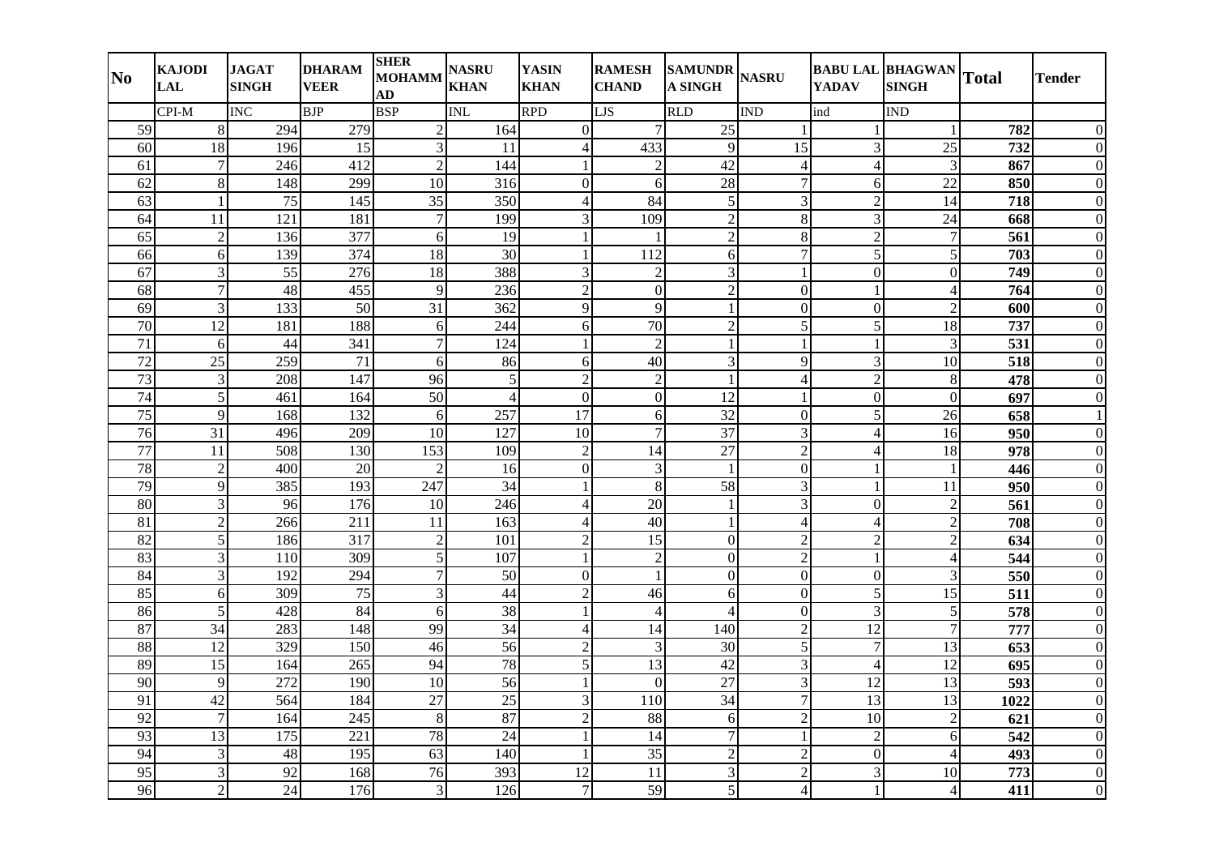| No | KAJODI LAL | JAGAT SINGH | DHARAM VEER | SHER MOHAMMAD | NASRU KHAN | YASIN KHAN | RAMESH CHAND | SAMUNDRA SINGH | NASRU | BABU LAL YADAV | BHAGWAN SINGH | Total | Tender |
|---|---|---|---|---|---|---|---|---|---|---|---|---|---|
| | CPI-M | INC | BJP | BSP | INL | RPD | LJS | RLD | IND | ind | IND | | |
| 59 | 8 | 294 | 279 | 2 | 164 | 0 | 7 | 25 | 1 | 1 | 1 | **782** | 0 |
| 60 | 18 | 196 | 15 | 3 | 11 | 4 | 433 | 9 | 15 | 3 | 25 | **732** | 0 |
| 61 | 7 | 246 | 412 | 2 | 144 | 1 | 2 | 42 | 4 | 4 | 3 | **867** | 0 |
| 62 | 8 | 148 | 299 | 10 | 316 | 0 | 6 | 28 | 7 | 6 | 22 | **850** | 0 |
| 63 | 1 | 75 | 145 | 35 | 350 | 4 | 84 | 5 | 3 | 2 | 14 | **718** | 0 |
| 64 | 11 | 121 | 181 | 7 | 199 | 3 | 109 | 2 | 8 | 3 | 24 | **668** | 0 |
| 65 | 2 | 136 | 377 | 6 | 19 | 1 | 1 | 2 | 8 | 2 | 7 | **561** | 0 |
| 66 | 6 | 139 | 374 | 18 | 30 | 1 | 112 | 6 | 7 | 5 | 5 | **703** | 0 |
| 67 | 3 | 55 | 276 | 18 | 388 | 3 | 2 | 3 | 1 | 0 | 0 | **749** | 0 |
| 68 | 7 | 48 | 455 | 9 | 236 | 2 | 0 | 2 | 0 | 1 | 4 | **764** | 0 |
| 69 | 3 | 133 | 50 | 31 | 362 | 9 | 9 | 1 | 0 | 0 | 2 | **600** | 0 |
| 70 | 12 | 181 | 188 | 6 | 244 | 6 | 70 | 2 | 5 | 5 | 18 | **737** | 0 |
| 71 | 6 | 44 | 341 | 7 | 124 | 1 | 2 | 1 | 1 | 1 | 3 | **531** | 0 |
| 72 | 25 | 259 | 71 | 6 | 86 | 6 | 40 | 3 | 9 | 3 | 10 | **518** | 0 |
| 73 | 3 | 208 | 147 | 96 | 5 | 2 | 2 | 1 | 4 | 2 | 8 | **478** | 0 |
| 74 | 5 | 461 | 164 | 50 | 4 | 0 | 0 | 12 | 1 | 0 | 0 | **697** | 0 |
| 75 | 9 | 168 | 132 | 6 | 257 | 17 | 6 | 32 | 0 | 5 | 26 | **658** | 1 |
| 76 | 31 | 496 | 209 | 10 | 127 | 10 | 7 | 37 | 3 | 4 | 16 | **950** | 0 |
| 77 | 11 | 508 | 130 | 153 | 109 | 2 | 14 | 27 | 2 | 4 | 18 | **978** | 0 |
| 78 | 2 | 400 | 20 | 2 | 16 | 0 | 3 | 1 | 0 | 1 | 1 | **446** | 0 |
| 79 | 9 | 385 | 193 | 247 | 34 | 1 | 8 | 58 | 3 | 1 | 11 | **950** | 0 |
| 80 | 3 | 96 | 176 | 10 | 246 | 4 | 20 | 1 | 3 | 0 | 2 | **561** | 0 |
| 81 | 2 | 266 | 211 | 11 | 163 | 4 | 40 | 1 | 4 | 4 | 2 | **708** | 0 |
| 82 | 5 | 186 | 317 | 2 | 101 | 2 | 15 | 0 | 2 | 2 | 2 | **634** | 0 |
| 83 | 3 | 110 | 309 | 5 | 107 | 1 | 2 | 0 | 2 | 1 | 4 | **544** | 0 |
| 84 | 3 | 192 | 294 | 7 | 50 | 0 | 1 | 0 | 0 | 0 | 3 | **550** | 0 |
| 85 | 6 | 309 | 75 | 3 | 44 | 2 | 46 | 6 | 0 | 5 | 15 | **511** | 0 |
| 86 | 5 | 428 | 84 | 6 | 38 | 1 | 4 | 4 | 0 | 3 | 5 | **578** | 0 |
| 87 | 34 | 283 | 148 | 99 | 34 | 4 | 14 | 140 | 2 | 12 | 7 | **777** | 0 |
| 88 | 12 | 329 | 150 | 46 | 56 | 2 | 3 | 30 | 5 | 7 | 13 | **653** | 0 |
| 89 | 15 | 164 | 265 | 94 | 78 | 5 | 13 | 42 | 3 | 4 | 12 | **695** | 0 |
| 90 | 9 | 272 | 190 | 10 | 56 | 1 | 0 | 27 | 3 | 12 | 13 | **593** | 0 |
| 91 | 42 | 564 | 184 | 27 | 25 | 3 | 110 | 34 | 7 | 13 | 13 | **1022** | 0 |
| 92 | 7 | 164 | 245 | 8 | 87 | 2 | 88 | 6 | 2 | 10 | 2 | **621** | 0 |
| 93 | 13 | 175 | 221 | 78 | 24 | 1 | 14 | 7 | 1 | 2 | 6 | **542** | 0 |
| 94 | 3 | 48 | 195 | 63 | 140 | 1 | 35 | 2 | 2 | 0 | 4 | **493** | 0 |
| 95 | 3 | 92 | 168 | 76 | 393 | 12 | 11 | 3 | 2 | 3 | 10 | **773** | 0 |
| 96 | 2 | 24 | 176 | 3 | 126 | 7 | 59 | 5 | 4 | 1 | 4 | **411** | 0 |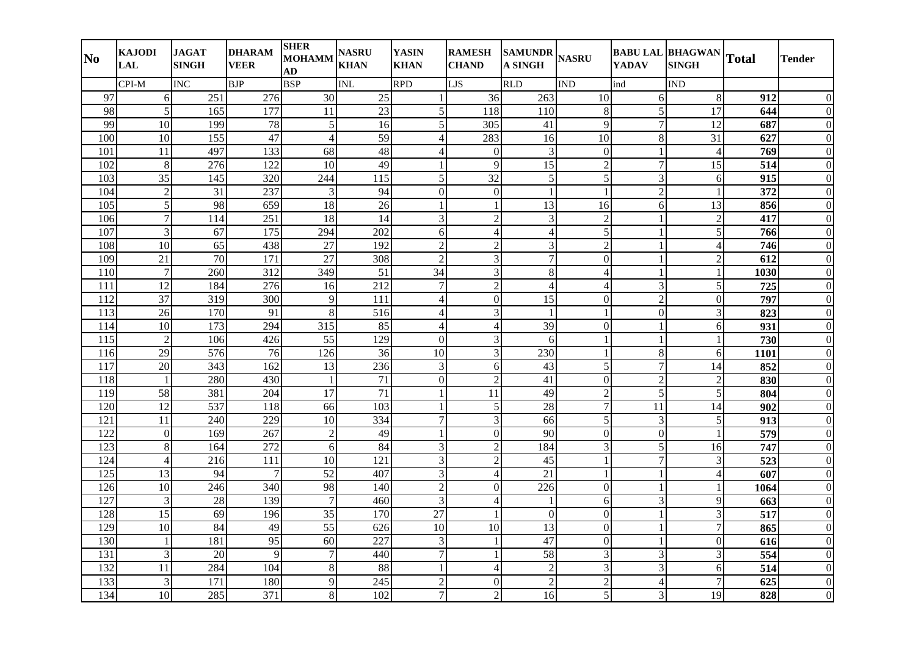| No | KAJODI LAL | JAGAT SINGH | DHARAM VEER | SHER MOHAMMAD | NASRU KHAN | YASIN KHAN | RAMESH CHAND | SAMUNDRA SINGH | NASRU | BABU LAL YADAV | BHAGWAN SINGH | Total | Tender |
|---|---|---|---|---|---|---|---|---|---|---|---|---|---|
| | CPI-M | INC | BJP | BSP | INL | RPD | LJS | RLD | IND | ind | IND | | |
| 97 | 6 | 251 | 276 | 30 | 25 | 1 | 36 | 263 | 10 | 6 | 8 | **912** | 0 |
| 98 | 5 | 165 | 177 | 11 | 23 | 5 | 118 | 110 | 8 | 5 | 17 | **644** | 0 |
| 99 | 10 | 199 | 78 | 5 | 16 | 5 | 305 | 41 | 9 | 7 | 12 | **687** | 0 |
| 100 | 10 | 155 | 47 | 4 | 59 | 4 | 283 | 16 | 10 | 8 | 31 | **627** | 0 |
| 101 | 11 | 497 | 133 | 68 | 48 | 4 | 0 | 3 | 0 | 1 | 4 | **769** | 0 |
| 102 | 8 | 276 | 122 | 10 | 49 | 1 | 9 | 15 | 2 | 7 | 15 | **514** | 0 |
| 103 | 35 | 145 | 320 | 244 | 115 | 5 | 32 | 5 | 5 | 3 | 6 | **915** | 0 |
| 104 | 2 | 31 | 237 | 3 | 94 | 0 | 0 | 1 | 1 | 2 | 1 | **372** | 0 |
| 105 | 5 | 98 | 659 | 18 | 26 | 1 | 1 | 13 | 16 | 6 | 13 | **856** | 0 |
| 106 | 7 | 114 | 251 | 18 | 14 | 3 | 2 | 3 | 2 | 1 | 2 | **417** | 0 |
| 107 | 3 | 67 | 175 | 294 | 202 | 6 | 4 | 4 | 5 | 1 | 5 | **766** | 0 |
| 108 | 10 | 65 | 438 | 27 | 192 | 2 | 2 | 3 | 2 | 1 | 4 | **746** | 0 |
| 109 | 21 | 70 | 171 | 27 | 308 | 2 | 3 | 7 | 0 | 1 | 2 | **612** | 0 |
| 110 | 7 | 260 | 312 | 349 | 51 | 34 | 3 | 8 | 4 | 1 | 1 | **1030** | 0 |
| 111 | 12 | 184 | 276 | 16 | 212 | 7 | 2 | 4 | 4 | 3 | 5 | **725** | 0 |
| 112 | 37 | 319 | 300 | 9 | 111 | 4 | 0 | 15 | 0 | 2 | 0 | **797** | 0 |
| 113 | 26 | 170 | 91 | 8 | 516 | 4 | 3 | 1 | 1 | 0 | 3 | **823** | 0 |
| 114 | 10 | 173 | 294 | 315 | 85 | 4 | 4 | 39 | 0 | 1 | 6 | **931** | 0 |
| 115 | 2 | 106 | 426 | 55 | 129 | 0 | 3 | 6 | 1 | 1 | 1 | **730** | 0 |
| 116 | 29 | 576 | 76 | 126 | 36 | 10 | 3 | 230 | 1 | 8 | 6 | **1101** | 0 |
| 117 | 20 | 343 | 162 | 13 | 236 | 3 | 6 | 43 | 5 | 7 | 14 | **852** | 0 |
| 118 | 1 | 280 | 430 | 1 | 71 | 0 | 2 | 41 | 0 | 2 | 2 | **830** | 0 |
| 119 | 58 | 381 | 204 | 17 | 71 | 1 | 11 | 49 | 2 | 5 | 5 | **804** | 0 |
| 120 | 12 | 537 | 118 | 66 | 103 | 1 | 5 | 28 | 7 | 11 | 14 | **902** | 0 |
| 121 | 11 | 240 | 229 | 10 | 334 | 7 | 3 | 66 | 5 | 3 | 5 | **913** | 0 |
| 122 | 0 | 169 | 267 | 2 | 49 | 1 | 0 | 90 | 0 | 0 | 1 | **579** | 0 |
| 123 | 8 | 164 | 272 | 6 | 84 | 3 | 2 | 184 | 3 | 5 | 16 | **747** | 0 |
| 124 | 4 | 216 | 111 | 10 | 121 | 3 | 2 | 45 | 1 | 7 | 3 | **523** | 0 |
| 125 | 13 | 94 | 7 | 52 | 407 | 3 | 4 | 21 | 1 | 1 | 4 | **607** | 0 |
| 126 | 10 | 246 | 340 | 98 | 140 | 2 | 0 | 226 | 0 | 1 | 1 | **1064** | 0 |
| 127 | 3 | 28 | 139 | 7 | 460 | 3 | 4 | 1 | 6 | 3 | 9 | **663** | 0 |
| 128 | 15 | 69 | 196 | 35 | 170 | 27 | 1 | 0 | 0 | 1 | 3 | **517** | 0 |
| 129 | 10 | 84 | 49 | 55 | 626 | 10 | 10 | 13 | 0 | 1 | 7 | **865** | 0 |
| 130 | 1 | 181 | 95 | 60 | 227 | 3 | 1 | 47 | 0 | 1 | 0 | **616** | 0 |
| 131 | 3 | 20 | 9 | 7 | 440 | 7 | 1 | 58 | 3 | 3 | 3 | **554** | 0 |
| 132 | 11 | 284 | 104 | 8 | 88 | 1 | 4 | 2 | 3 | 3 | 6 | **514** | 0 |
| 133 | 3 | 171 | 180 | 9 | 245 | 2 | 0 | 2 | 2 | 4 | 7 | **625** | 0 |
| 134 | 10 | 285 | 371 | 8 | 102 | 7 | 2 | 16 | 5 | 3 | 19 | **828** | 0 |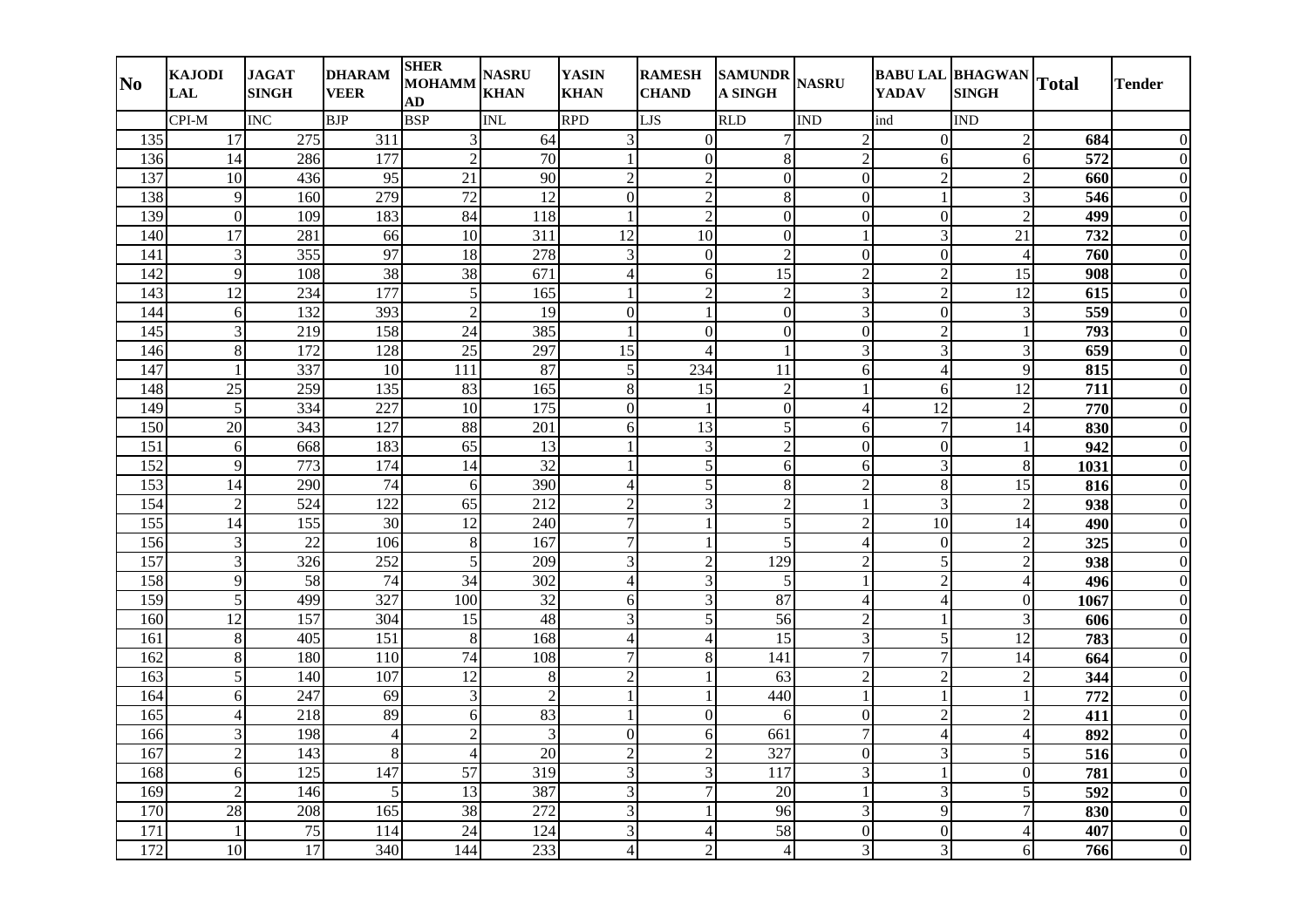| No | KAJODI LAL | JAGAT SINGH | DHARAM VEER | SHER MOHAMMAD | NASRU KHAN | YASIN KHAN | RAMESH CHAND | SAMUNDRA SINGH | NASRU | BABU LAL YADAV | BHAGWAN SINGH | Total | Tender |
|---|---|---|---|---|---|---|---|---|---|---|---|---|---|
| | CPI-M | INC | BJP | BSP | INL | RPD | LJS | RLD | IND | ind | IND | | |
| 135 | 17 | 275 | 311 | 3 | 64 | 3 | 0 | 7 | 2 | 0 | 2 | **684** | 0 |
| 136 | 14 | 286 | 177 | 2 | 70 | 1 | 0 | 8 | 2 | 6 | 6 | **572** | 0 |
| 137 | 10 | 436 | 95 | 21 | 90 | 2 | 2 | 0 | 0 | 2 | 2 | **660** | 0 |
| 138 | 9 | 160 | 279 | 72 | 12 | 0 | 2 | 8 | 0 | 1 | 3 | **546** | 0 |
| 139 | 0 | 109 | 183 | 84 | 118 | 1 | 2 | 0 | 0 | 0 | 2 | **499** | 0 |
| 140 | 17 | 281 | 66 | 10 | 311 | 12 | 10 | 0 | 1 | 3 | 21 | **732** | 0 |
| 141 | 3 | 355 | 97 | 18 | 278 | 3 | 0 | 2 | 0 | 0 | 4 | **760** | 0 |
| 142 | 9 | 108 | 38 | 38 | 671 | 4 | 6 | 15 | 2 | 2 | 15 | **908** | 0 |
| 143 | 12 | 234 | 177 | 5 | 165 | 1 | 2 | 2 | 3 | 2 | 12 | **615** | 0 |
| 144 | 6 | 132 | 393 | 2 | 19 | 0 | 1 | 0 | 3 | 0 | 3 | **559** | 0 |
| 145 | 3 | 219 | 158 | 24 | 385 | 1 | 0 | 0 | 0 | 2 | 1 | **793** | 0 |
| 146 | 8 | 172 | 128 | 25 | 297 | 15 | 4 | 1 | 3 | 3 | 3 | **659** | 0 |
| 147 | 1 | 337 | 10 | 111 | 87 | 5 | 234 | 11 | 6 | 4 | 9 | **815** | 0 |
| 148 | 25 | 259 | 135 | 83 | 165 | 8 | 15 | 2 | 1 | 6 | 12 | **711** | 0 |
| 149 | 5 | 334 | 227 | 10 | 175 | 0 | 1 | 0 | 4 | 12 | 2 | **770** | 0 |
| 150 | 20 | 343 | 127 | 88 | 201 | 6 | 13 | 5 | 6 | 7 | 14 | **830** | 0 |
| 151 | 6 | 668 | 183 | 65 | 13 | 1 | 3 | 2 | 0 | 0 | 1 | **942** | 0 |
| 152 | 9 | 773 | 174 | 14 | 32 | 1 | 5 | 6 | 6 | 3 | 8 | **1031** | 0 |
| 153 | 14 | 290 | 74 | 6 | 390 | 4 | 5 | 8 | 2 | 8 | 15 | **816** | 0 |
| 154 | 2 | 524 | 122 | 65 | 212 | 2 | 3 | 2 | 1 | 3 | 2 | **938** | 0 |
| 155 | 14 | 155 | 30 | 12 | 240 | 7 | 1 | 5 | 2 | 10 | 14 | **490** | 0 |
| 156 | 3 | 22 | 106 | 8 | 167 | 7 | 1 | 5 | 4 | 0 | 2 | **325** | 0 |
| 157 | 3 | 326 | 252 | 5 | 209 | 3 | 2 | 129 | 2 | 5 | 2 | **938** | 0 |
| 158 | 9 | 58 | 74 | 34 | 302 | 4 | 3 | 5 | 1 | 2 | 4 | **496** | 0 |
| 159 | 5 | 499 | 327 | 100 | 32 | 6 | 3 | 87 | 4 | 4 | 0 | **1067** | 0 |
| 160 | 12 | 157 | 304 | 15 | 48 | 3 | 5 | 56 | 2 | 1 | 3 | **606** | 0 |
| 161 | 8 | 405 | 151 | 8 | 168 | 4 | 4 | 15 | 3 | 5 | 12 | **783** | 0 |
| 162 | 8 | 180 | 110 | 74 | 108 | 7 | 8 | 141 | 7 | 7 | 14 | **664** | 0 |
| 163 | 5 | 140 | 107 | 12 | 8 | 2 | 1 | 63 | 2 | 2 | 2 | **344** | 0 |
| 164 | 6 | 247 | 69 | 3 | 2 | 1 | 1 | 440 | 1 | 1 | 1 | **772** | 0 |
| 165 | 4 | 218 | 89 | 6 | 83 | 1 | 0 | 6 | 0 | 2 | 2 | **411** | 0 |
| 166 | 3 | 198 | 4 | 2 | 3 | 0 | 6 | 661 | 7 | 4 | 4 | **892** | 0 |
| 167 | 2 | 143 | 8 | 4 | 20 | 2 | 2 | 327 | 0 | 3 | 5 | **516** | 0 |
| 168 | 6 | 125 | 147 | 57 | 319 | 3 | 3 | 117 | 3 | 1 | 0 | **781** | 0 |
| 169 | 2 | 146 | 5 | 13 | 387 | 3 | 7 | 20 | 1 | 3 | 5 | **592** | 0 |
| 170 | 28 | 208 | 165 | 38 | 272 | 3 | 1 | 96 | 3 | 9 | 7 | **830** | 0 |
| 171 | 1 | 75 | 114 | 24 | 124 | 3 | 4 | 58 | 0 | 0 | 4 | **407** | 0 |
| 172 | 10 | 17 | 340 | 144 | 233 | 4 | 2 | 4 | 3 | 3 | 6 | **766** | 0 |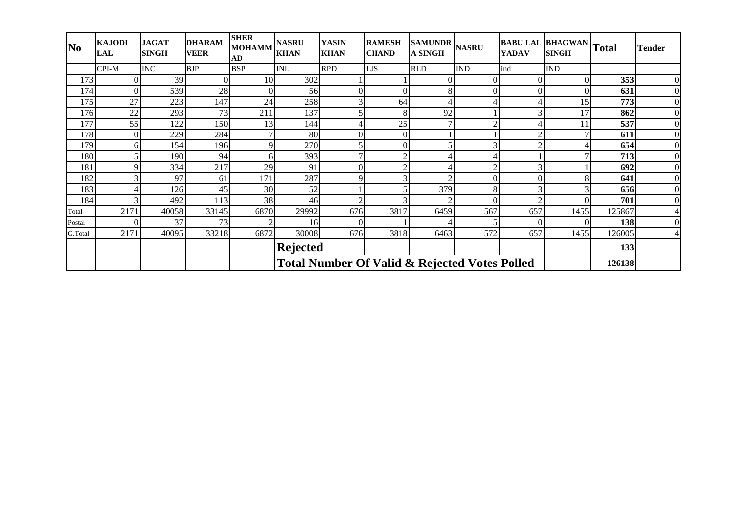| No | KAJODI LAL | JAGAT SINGH | DHARAM VEER | SHER MOHAMMAD | NASRU KHAN | YASIN KHAN | RAMESH CHAND | SAMUNDRA SINGH | NASRU | BABU LAL YADAV | BHAGWAN SINGH | Total | Tender |
|---|---|---|---|---|---|---|---|---|---|---|---|---|---|
| | CPI-M | INC | BJP | BSP | INL | RPD | LJS | RLD | IND | ind | IND | | |
| 173 | 0 | 39 | 0 | 10 | 302 | 1 | 1 | 0 | 0 | 0 | 0 | **353** | 0 |
| 174 | 0 | 539 | 28 | 0 | 56 | 0 | 0 | 8 | 0 | 0 | 0 | **631** | 0 |
| 175 | 27 | 223 | 147 | 24 | 258 | 3 | 64 | 4 | 4 | 4 | 15 | **773** | 0 |
| 176 | 22 | 293 | 73 | 211 | 137 | 5 | 8 | 92 | 1 | 3 | 17 | **862** | 0 |
| 177 | 55 | 122 | 150 | 13 | 144 | 4 | 25 | 7 | 2 | 4 | 11 | **537** | 0 |
| 178 | 0 | 229 | 284 | 7 | 80 | 0 | 0 | 1 | 1 | 2 | 7 | **611** | 0 |
| 179 | 6 | 154 | 196 | 9 | 270 | 5 | 0 | 5 | 3 | 2 | 4 | **654** | 0 |
| 180 | 5 | 190 | 94 | 6 | 393 | 7 | 2 | 4 | 4 | 1 | 7 | **713** | 0 |
| 181 | 9 | 334 | 217 | 29 | 91 | 0 | 2 | 4 | 2 | 3 | 1 | **692** | 0 |
| 182 | 3 | 97 | 61 | 171 | 287 | 9 | 3 | 2 | 0 | 0 | 8 | **641** | 0 |
| 183 | 4 | 126 | 45 | 30 | 52 | 1 | 5 | 379 | 8 | 3 | 3 | **656** | 0 |
| 184 | 3 | 492 | 113 | 38 | 46 | 2 | 3 | 2 | 0 | 2 | 0 | **701** | 0 |
| Total | 2171 | 40058 | 33145 | 6870 | 29992 | 676 | 3817 | 6459 | 567 | 657 | 1455 | 125867 | 4 |
| Postal | 0 | 37 | 73 | 2 | 16 | 0 | 1 | 4 | 5 | 0 | 0 | **138** | 0 |
| G.Total | 2171 | 40095 | 33218 | 6872 | 30008 | 676 | 3818 | 6463 | 572 | 657 | 1455 | 126005 | 4 |
| | | | | | **Rejected** | | | | | | | **133** | |
| | | | | | **Total Number Of Valid & Rejected Votes Polled** | | | | | | | **126138** | |